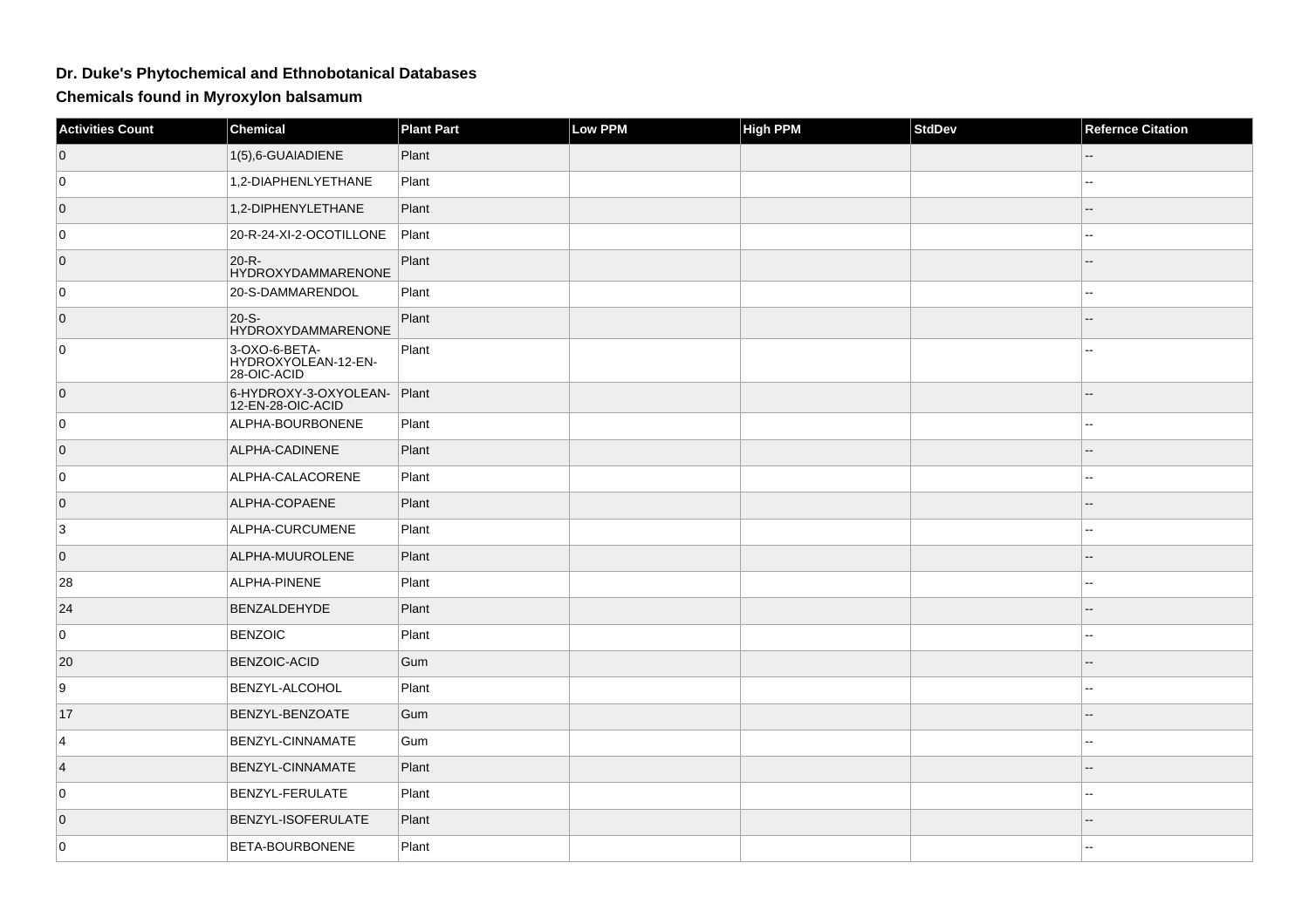# Dr. Duke's Phytochemical and Ethnobotanical Databases

## Chemicals found in Myroxylon balsamum

| Activities Count | Chemical | Plant Part | Low PPM | High PPM | StdDev | Refernce Citation |
|---|---|---|---|---|---|---|
| 0 | 1(5),6-GUAIADIENE | Plant | | | | -- |
| 0 | 1,2-DIAPHENLYETHANE | Plant | | | | -- |
| 0 | 1,2-DIPHENYLETHANE | Plant | | | | -- |
| 0 | 20-R-24-XI-2-OCOTILLONE | Plant | | | | -- |
| 0 | 20-R-HYDROXYDAMMARENONE | Plant | | | | -- |
| 0 | 20-S-DAMMARENDOL | Plant | | | | -- |
| 0 | 20-S-HYDROXYDAMMARENONE | Plant | | | | -- |
| 0 | 3-OXO-6-BETA-HYDROXYOLEAN-12-EN-28-OIC-ACID | Plant | | | | -- |
| 0 | 6-HYDROXY-3-OXYOLEAN-12-EN-28-OIC-ACID | Plant | | | | -- |
| 0 | ALPHA-BOURBONENE | Plant | | | | -- |
| 0 | ALPHA-CADINENE | Plant | | | | -- |
| 0 | ALPHA-CALACORENE | Plant | | | | -- |
| 0 | ALPHA-COPAENE | Plant | | | | -- |
| 3 | ALPHA-CURCUMENE | Plant | | | | -- |
| 0 | ALPHA-MUUROLENE | Plant | | | | -- |
| 28 | ALPHA-PINENE | Plant | | | | -- |
| 24 | BENZALDEHYDE | Plant | | | | -- |
| 0 | BENZOIC | Plant | | | | -- |
| 20 | BENZOIC-ACID | Gum | | | | -- |
| 9 | BENZYL-ALCOHOL | Plant | | | | -- |
| 17 | BENZYL-BENZOATE | Gum | | | | -- |
| 4 | BENZYL-CINNAMATE | Gum | | | | -- |
| 4 | BENZYL-CINNAMATE | Plant | | | | -- |
| 0 | BENZYL-FERULATE | Plant | | | | -- |
| 0 | BENZYL-ISOFERULATE | Plant | | | | -- |
| 0 | BETA-BOURBONENE | Plant | | | | -- |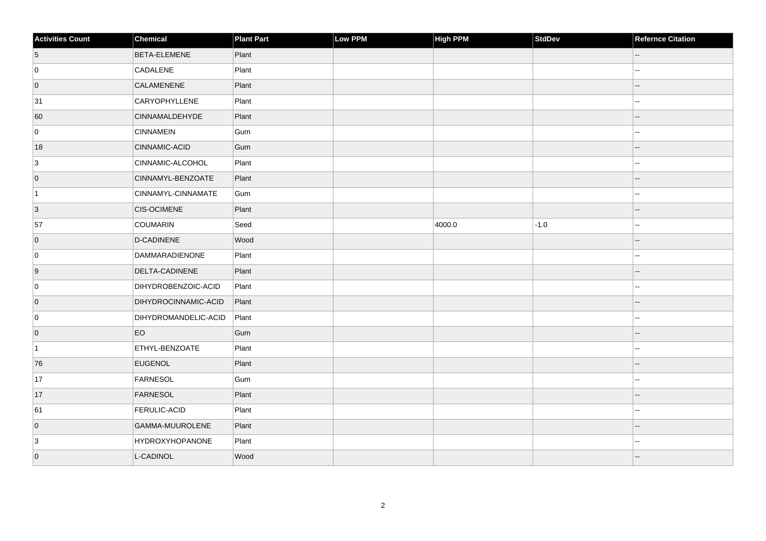| Activities Count | Chemical | Plant Part | Low PPM | High PPM | StdDev | Refernce Citation |
| --- | --- | --- | --- | --- | --- | --- |
| 5 | BETA-ELEMENE | Plant | | | | -- |
| 0 | CADALENE | Plant | | | | -- |
| 0 | CALAMENENE | Plant | | | | -- |
| 31 | CARYOPHYLLENE | Plant | | | | -- |
| 60 | CINNAMALDEHYDE | Plant | | | | -- |
| 0 | CINNAMEIN | Gum | | | | -- |
| 18 | CINNAMIC-ACID | Gum | | | | -- |
| 3 | CINNAMIC-ALCOHOL | Plant | | | | -- |
| 0 | CINNAMYL-BENZOATE | Plant | | | | -- |
| 1 | CINNAMYL-CINNAMATE | Gum | | | | -- |
| 3 | CIS-OCIMENE | Plant | | | | -- |
| 57 | COUMARIN | Seed | | 4000.0 | -1.0 | -- |
| 0 | D-CADINENE | Wood | | | | -- |
| 0 | DAMMARADIENONE | Plant | | | | -- |
| 9 | DELTA-CADINENE | Plant | | | | -- |
| 0 | DIHYDROBENZOIC-ACID | Plant | | | | -- |
| 0 | DIHYDROCINNAMIC-ACID | Plant | | | | -- |
| 0 | DIHYDROMANDELIC-ACID | Plant | | | | -- |
| 0 | EO | Gum | | | | -- |
| 1 | ETHYL-BENZOATE | Plant | | | | -- |
| 76 | EUGENOL | Plant | | | | -- |
| 17 | FARNESOL | Gum | | | | -- |
| 17 | FARNESOL | Plant | | | | -- |
| 61 | FERULIC-ACID | Plant | | | | -- |
| 0 | GAMMA-MUUROLENE | Plant | | | | -- |
| 3 | HYDROXYHOPANONE | Plant | | | | -- |
| 0 | L-CADINOL | Wood | | | | -- |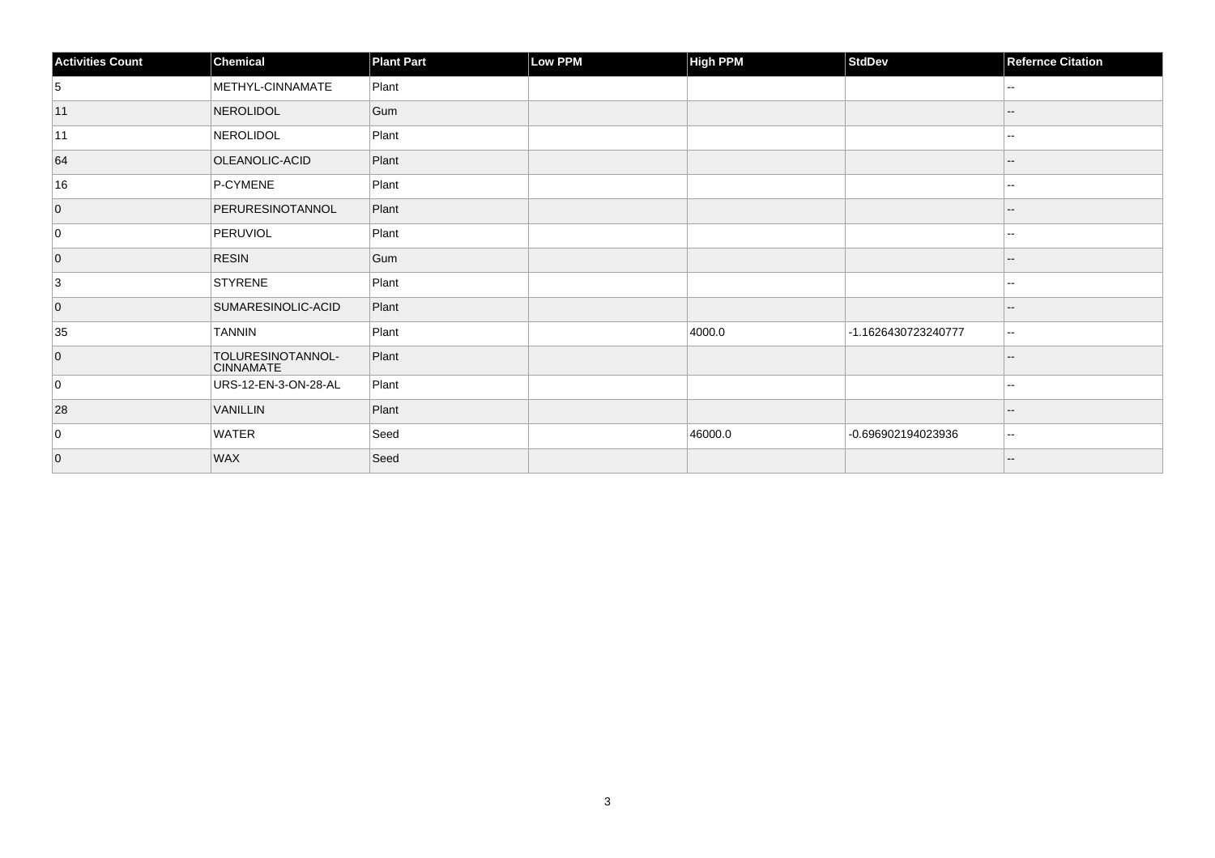| Activities Count | Chemical | Plant Part | Low PPM | High PPM | StdDev | Refernce Citation |
| --- | --- | --- | --- | --- | --- | --- |
| 5 | METHYL-CINNAMATE | Plant | | | | -- |
| 11 | NEROLIDOL | Gum | | | | -- |
| 11 | NEROLIDOL | Plant | | | | -- |
| 64 | OLEANOLIC-ACID | Plant | | | | -- |
| 16 | P-CYMENE | Plant | | | | -- |
| 0 | PERURESINOTANNOL | Plant | | | | -- |
| 0 | PERUVIOL | Plant | | | | -- |
| 0 | RESIN | Gum | | | | -- |
| 3 | STYRENE | Plant | | | | -- |
| 0 | SUMARESINOLIC-ACID | Plant | | | | -- |
| 35 | TANNIN | Plant | | 4000.0 | -1.1626430723240777 | -- |
| 0 | TOLURESINOTANNOL-CINNAMATE | Plant | | | | -- |
| 0 | URS-12-EN-3-ON-28-AL | Plant | | | | -- |
| 28 | VANILLIN | Plant | | | | -- |
| 0 | WATER | Seed | | 46000.0 | -0.696902194023936 | -- |
| 0 | WAX | Seed | | | | -- |